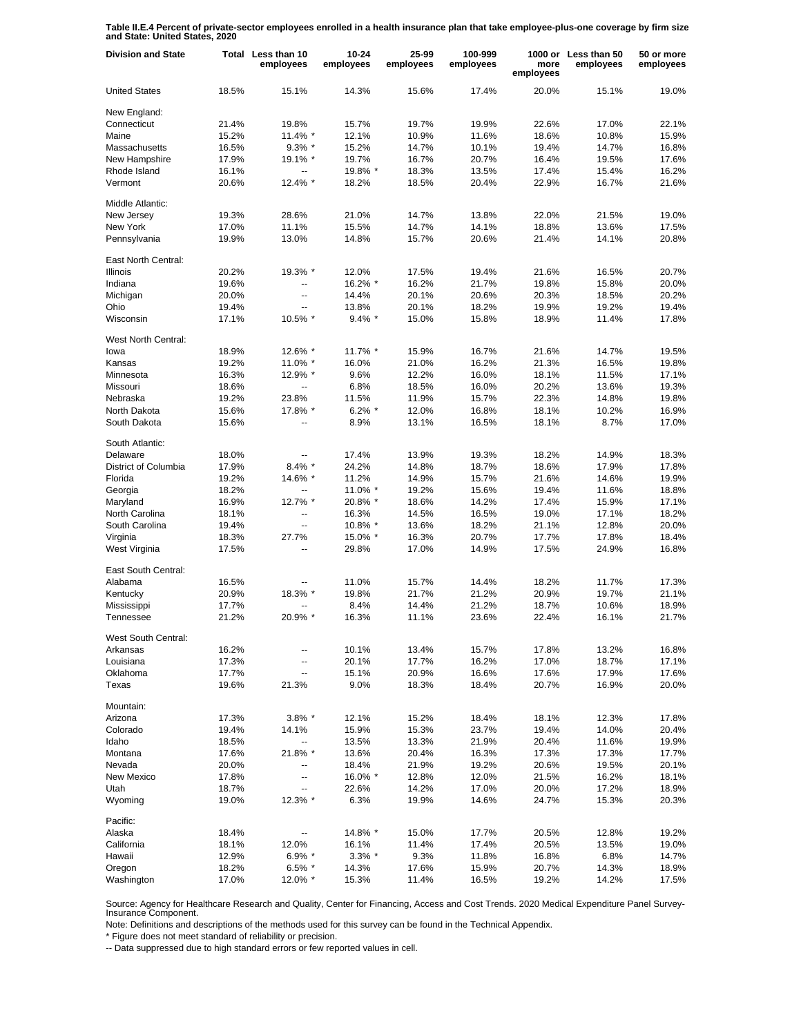**Table II.E.4 Percent of private-sector employees enrolled in a health insurance plan that take employee-plus-one coverage by firm size and State: United States, 2020**

| Division and State | Total | Less than 10 employees | 10-24 employees | 25-99 employees | 100-999 employees | 1000 or more employees | Less than 50 employees | 50 or more employees |
|---|---|---|---|---|---|---|---|---|
| United States | 18.5% | 15.1% | 14.3% | 15.6% | 17.4% | 20.0% | 15.1% | 19.0% |
| New England: | | | | | | | | |
| Connecticut | 21.4% | 19.8% | 15.7% | 19.7% | 19.9% | 22.6% | 17.0% | 22.1% |
| Maine | 15.2% | 11.4% * | 12.1% | 10.9% | 11.6% | 18.6% | 10.8% | 15.9% |
| Massachusetts | 16.5% | 9.3% * | 15.2% | 14.7% | 10.1% | 19.4% | 14.7% | 16.8% |
| New Hampshire | 17.9% | 19.1% * | 19.7% | 16.7% | 20.7% | 16.4% | 19.5% | 17.6% |
| Rhode Island | 16.1% | -- | 19.8% * | 18.3% | 13.5% | 17.4% | 15.4% | 16.2% |
| Vermont | 20.6% | 12.4% * | 18.2% | 18.5% | 20.4% | 22.9% | 16.7% | 21.6% |
| Middle Atlantic: | | | | | | | | |
| New Jersey | 19.3% | 28.6% | 21.0% | 14.7% | 13.8% | 22.0% | 21.5% | 19.0% |
| New York | 17.0% | 11.1% | 15.5% | 14.7% | 14.1% | 18.8% | 13.6% | 17.5% |
| Pennsylvania | 19.9% | 13.0% | 14.8% | 15.7% | 20.6% | 21.4% | 14.1% | 20.8% |
| East North Central: | | | | | | | | |
| Illinois | 20.2% | 19.3% * | 12.0% | 17.5% | 19.4% | 21.6% | 16.5% | 20.7% |
| Indiana | 19.6% | -- | 16.2% * | 16.2% | 21.7% | 19.8% | 15.8% | 20.0% |
| Michigan | 20.0% | -- | 14.4% | 20.1% | 20.6% | 20.3% | 18.5% | 20.2% |
| Ohio | 19.4% | -- | 13.8% | 20.1% | 18.2% | 19.9% | 19.2% | 19.4% |
| Wisconsin | 17.1% | 10.5% * | 9.4% * | 15.0% | 15.8% | 18.9% | 11.4% | 17.8% |
| West North Central: | | | | | | | | |
| Iowa | 18.9% | 12.6% * | 11.7% * | 15.9% | 16.7% | 21.6% | 14.7% | 19.5% |
| Kansas | 19.2% | 11.0% * | 16.0% | 21.0% | 16.2% | 21.3% | 16.5% | 19.8% |
| Minnesota | 16.3% | 12.9% * | 9.6% | 12.2% | 16.0% | 18.1% | 11.5% | 17.1% |
| Missouri | 18.6% | -- | 6.8% | 18.5% | 16.0% | 20.2% | 13.6% | 19.3% |
| Nebraska | 19.2% | 23.8% | 11.5% | 11.9% | 15.7% | 22.3% | 14.8% | 19.8% |
| North Dakota | 15.6% | 17.8% * | 6.2% * | 12.0% | 16.8% | 18.1% | 10.2% | 16.9% |
| South Dakota | 15.6% | -- | 8.9% | 13.1% | 16.5% | 18.1% | 8.7% | 17.0% |
| South Atlantic: | | | | | | | | |
| Delaware | 18.0% | -- | 17.4% | 13.9% | 19.3% | 18.2% | 14.9% | 18.3% |
| District of Columbia | 17.9% | 8.4% * | 24.2% | 14.8% | 18.7% | 18.6% | 17.9% | 17.8% |
| Florida | 19.2% | 14.6% * | 11.2% | 14.9% | 15.7% | 21.6% | 14.6% | 19.9% |
| Georgia | 18.2% | -- | 11.0% * | 19.2% | 15.6% | 19.4% | 11.6% | 18.8% |
| Maryland | 16.9% | 12.7% * | 20.8% * | 18.6% | 14.2% | 17.4% | 15.9% | 17.1% |
| North Carolina | 18.1% | -- | 16.3% | 14.5% | 16.5% | 19.0% | 17.1% | 18.2% |
| South Carolina | 19.4% | -- | 10.8% * | 13.6% | 18.2% | 21.1% | 12.8% | 20.0% |
| Virginia | 18.3% | 27.7% | 15.0% * | 16.3% | 20.7% | 17.7% | 17.8% | 18.4% |
| West Virginia | 17.5% | -- | 29.8% | 17.0% | 14.9% | 17.5% | 24.9% | 16.8% |
| East South Central: | | | | | | | | |
| Alabama | 16.5% | -- | 11.0% | 15.7% | 14.4% | 18.2% | 11.7% | 17.3% |
| Kentucky | 20.9% | 18.3% * | 19.8% | 21.7% | 21.2% | 20.9% | 19.7% | 21.1% |
| Mississippi | 17.7% | -- | 8.4% | 14.4% | 21.2% | 18.7% | 10.6% | 18.9% |
| Tennessee | 21.2% | 20.9% * | 16.3% | 11.1% | 23.6% | 22.4% | 16.1% | 21.7% |
| West South Central: | | | | | | | | |
| Arkansas | 16.2% | -- | 10.1% | 13.4% | 15.7% | 17.8% | 13.2% | 16.8% |
| Louisiana | 17.3% | -- | 20.1% | 17.7% | 16.2% | 17.0% | 18.7% | 17.1% |
| Oklahoma | 17.7% | -- | 15.1% | 20.9% | 16.6% | 17.6% | 17.9% | 17.6% |
| Texas | 19.6% | 21.3% | 9.0% | 18.3% | 18.4% | 20.7% | 16.9% | 20.0% |
| Mountain: | | | | | | | | |
| Arizona | 17.3% | 3.8% * | 12.1% | 15.2% | 18.4% | 18.1% | 12.3% | 17.8% |
| Colorado | 19.4% | 14.1% | 15.9% | 15.3% | 23.7% | 19.4% | 14.0% | 20.4% |
| Idaho | 18.5% | -- | 13.5% | 13.3% | 21.9% | 20.4% | 11.6% | 19.9% |
| Montana | 17.6% | 21.8% * | 13.6% | 20.4% | 16.3% | 17.3% | 17.3% | 17.7% |
| Nevada | 20.0% | -- | 18.4% | 21.9% | 19.2% | 20.6% | 19.5% | 20.1% |
| New Mexico | 17.8% | -- | 16.0% * | 12.8% | 12.0% | 21.5% | 16.2% | 18.1% |
| Utah | 18.7% | -- | 22.6% | 14.2% | 17.0% | 20.0% | 17.2% | 18.9% |
| Wyoming | 19.0% | 12.3% * | 6.3% | 19.9% | 14.6% | 24.7% | 15.3% | 20.3% |
| Pacific: | | | | | | | | |
| Alaska | 18.4% | -- | 14.8% * | 15.0% | 17.7% | 20.5% | 12.8% | 19.2% |
| California | 18.1% | 12.0% | 16.1% | 11.4% | 17.4% | 20.5% | 13.5% | 19.0% |
| Hawaii | 12.9% | 6.9% * | 3.3% * | 9.3% | 11.8% | 16.8% | 6.8% | 14.7% |
| Oregon | 18.2% | 6.5% * | 14.3% | 17.6% | 15.9% | 20.7% | 14.3% | 18.9% |
| Washington | 17.0% | 12.0% * | 15.3% | 11.4% | 16.5% | 19.2% | 14.2% | 17.5% |

Source: Agency for Healthcare Research and Quality, Center for Financing, Access and Cost Trends. 2020 Medical Expenditure Panel Survey-Insurance Component.

Note: Definitions and descriptions of the methods used for this survey can be found in the Technical Appendix.

* Figure does not meet standard of reliability or precision.

-- Data suppressed due to high standard errors or few reported values in cell.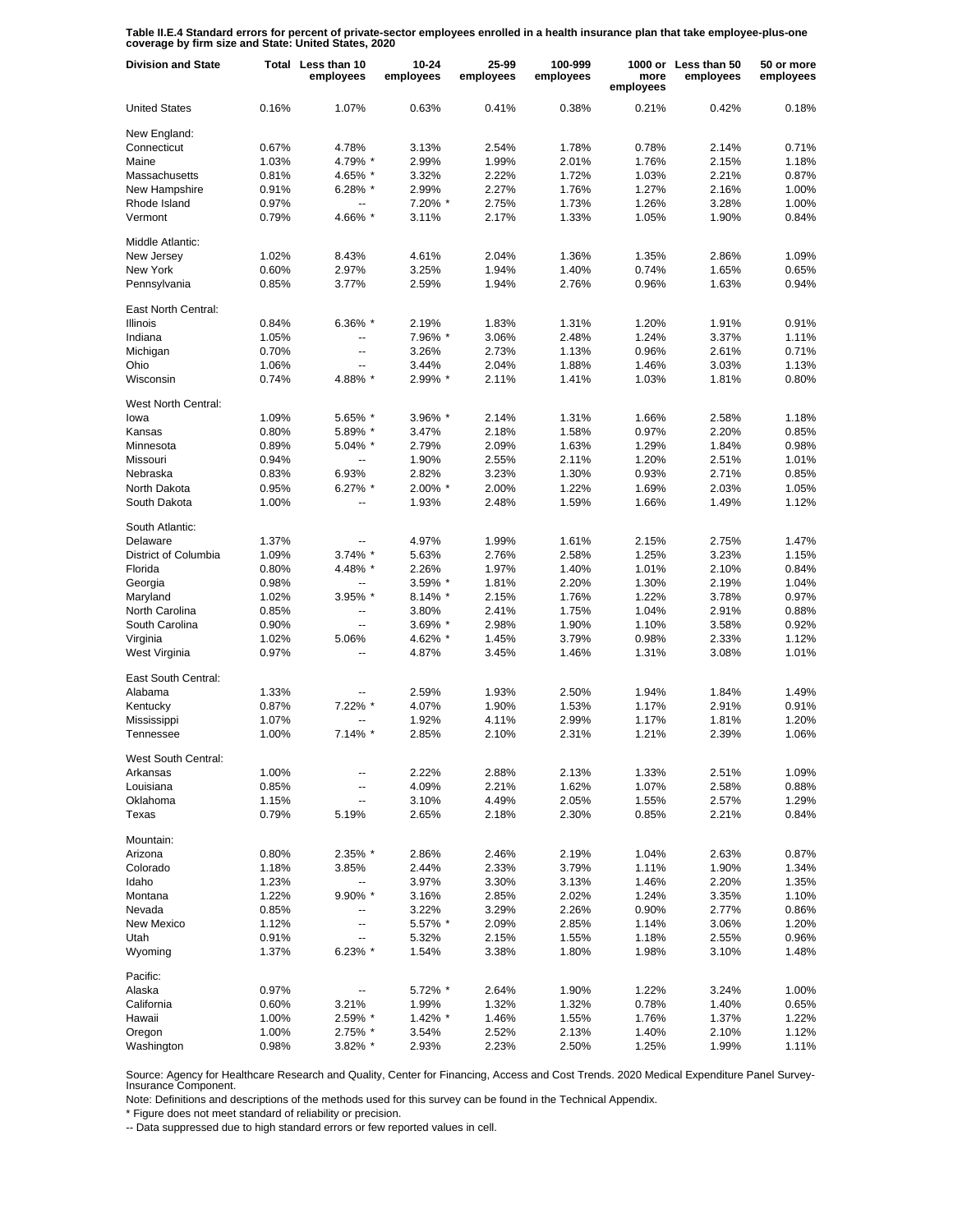**Table II.E.4 Standard errors for percent of private-sector employees enrolled in a health insurance plan that take employee-plus-one coverage by firm size and State: United States, 2020**

| Division and State | Total | Less than 10 employees | 10-24 employees | 25-99 employees | 100-999 employees | 1000 or more employees | Less than 50 employees | 50 or more employees |
|---|---|---|---|---|---|---|---|---|
| United States | 0.16% | 1.07% | 0.63% | 0.41% | 0.38% | 0.21% | 0.42% | 0.18% |
| New England: | | | | | | | | |
| Connecticut | 0.67% | 4.78% | 3.13% | 2.54% | 1.78% | 0.78% | 2.14% | 0.71% |
| Maine | 1.03% | 4.79% * | 2.99% | 1.99% | 2.01% | 1.76% | 2.15% | 1.18% |
| Massachusetts | 0.81% | 4.65% * | 3.32% | 2.22% | 1.72% | 1.03% | 2.21% | 0.87% |
| New Hampshire | 0.91% | 6.28% * | 2.99% | 2.27% | 1.76% | 1.27% | 2.16% | 1.00% |
| Rhode Island | 0.97% | -- | 7.20% * | 2.75% | 1.73% | 1.26% | 3.28% | 1.00% |
| Vermont | 0.79% | 4.66% * | 3.11% | 2.17% | 1.33% | 1.05% | 1.90% | 0.84% |
| Middle Atlantic: | | | | | | | | |
| New Jersey | 1.02% | 8.43% | 4.61% | 2.04% | 1.36% | 1.35% | 2.86% | 1.09% |
| New York | 0.60% | 2.97% | 3.25% | 1.94% | 1.40% | 0.74% | 1.65% | 0.65% |
| Pennsylvania | 0.85% | 3.77% | 2.59% | 1.94% | 2.76% | 0.96% | 1.63% | 0.94% |
| East North Central: | | | | | | | | |
| Illinois | 0.84% | 6.36% * | 2.19% | 1.83% | 1.31% | 1.20% | 1.91% | 0.91% |
| Indiana | 1.05% | -- | 7.96% * | 3.06% | 2.48% | 1.24% | 3.37% | 1.11% |
| Michigan | 0.70% | -- | 3.26% | 2.73% | 1.13% | 0.96% | 2.61% | 0.71% |
| Ohio | 1.06% | -- | 3.44% | 2.04% | 1.88% | 1.46% | 3.03% | 1.13% |
| Wisconsin | 0.74% | 4.88% * | 2.99% * | 2.11% | 1.41% | 1.03% | 1.81% | 0.80% |
| West North Central: | | | | | | | | |
| Iowa | 1.09% | 5.65% * | 3.96% * | 2.14% | 1.31% | 1.66% | 2.58% | 1.18% |
| Kansas | 0.80% | 5.89% * | 3.47% | 2.18% | 1.58% | 0.97% | 2.20% | 0.85% |
| Minnesota | 0.89% | 5.04% * | 2.79% | 2.09% | 1.63% | 1.29% | 1.84% | 0.98% |
| Missouri | 0.94% | -- | 1.90% | 2.55% | 2.11% | 1.20% | 2.51% | 1.01% |
| Nebraska | 0.83% | 6.93% | 2.82% | 3.23% | 1.30% | 0.93% | 2.71% | 0.85% |
| North Dakota | 0.95% | 6.27% * | 2.00% * | 2.00% | 1.22% | 1.69% | 2.03% | 1.05% |
| South Dakota | 1.00% | -- | 1.93% | 2.48% | 1.59% | 1.66% | 1.49% | 1.12% |
| South Atlantic: | | | | | | | | |
| Delaware | 1.37% | -- | 4.97% | 1.99% | 1.61% | 2.15% | 2.75% | 1.47% |
| District of Columbia | 1.09% | 3.74% * | 5.63% | 2.76% | 2.58% | 1.25% | 3.23% | 1.15% |
| Florida | 0.80% | 4.48% * | 2.26% | 1.97% | 1.40% | 1.01% | 2.10% | 0.84% |
| Georgia | 0.98% | -- | 3.59% * | 1.81% | 2.20% | 1.30% | 2.19% | 1.04% |
| Maryland | 1.02% | 3.95% * | 8.14% * | 2.15% | 1.76% | 1.22% | 3.78% | 0.97% |
| North Carolina | 0.85% | -- | 3.80% | 2.41% | 1.75% | 1.04% | 2.91% | 0.88% |
| South Carolina | 0.90% | -- | 3.69% * | 2.98% | 1.90% | 1.10% | 3.58% | 0.92% |
| Virginia | 1.02% | 5.06% | 4.62% * | 1.45% | 3.79% | 0.98% | 2.33% | 1.12% |
| West Virginia | 0.97% | -- | 4.87% | 3.45% | 1.46% | 1.31% | 3.08% | 1.01% |
| East South Central: | | | | | | | | |
| Alabama | 1.33% | -- | 2.59% | 1.93% | 2.50% | 1.94% | 1.84% | 1.49% |
| Kentucky | 0.87% | 7.22% * | 4.07% | 1.90% | 1.53% | 1.17% | 2.91% | 0.91% |
| Mississippi | 1.07% | -- | 1.92% | 4.11% | 2.99% | 1.17% | 1.81% | 1.20% |
| Tennessee | 1.00% | 7.14% * | 2.85% | 2.10% | 2.31% | 1.21% | 2.39% | 1.06% |
| West South Central: | | | | | | | | |
| Arkansas | 1.00% | -- | 2.22% | 2.88% | 2.13% | 1.33% | 2.51% | 1.09% |
| Louisiana | 0.85% | -- | 4.09% | 2.21% | 1.62% | 1.07% | 2.58% | 0.88% |
| Oklahoma | 1.15% | -- | 3.10% | 4.49% | 2.05% | 1.55% | 2.57% | 1.29% |
| Texas | 0.79% | 5.19% | 2.65% | 2.18% | 2.30% | 0.85% | 2.21% | 0.84% |
| Mountain: | | | | | | | | |
| Arizona | 0.80% | 2.35% * | 2.86% | 2.46% | 2.19% | 1.04% | 2.63% | 0.87% |
| Colorado | 1.18% | 3.85% | 2.44% | 2.33% | 3.79% | 1.11% | 1.90% | 1.34% |
| Idaho | 1.23% | -- | 3.97% | 3.30% | 3.13% | 1.46% | 2.20% | 1.35% |
| Montana | 1.22% | 9.90% * | 3.16% | 2.85% | 2.02% | 1.24% | 3.35% | 1.10% |
| Nevada | 0.85% | -- | 3.22% | 3.29% | 2.26% | 0.90% | 2.77% | 0.86% |
| New Mexico | 1.12% | -- | 5.57% * | 2.09% | 2.85% | 1.14% | 3.06% | 1.20% |
| Utah | 0.91% | -- | 5.32% | 2.15% | 1.55% | 1.18% | 2.55% | 0.96% |
| Wyoming | 1.37% | 6.23% * | 1.54% | 3.38% | 1.80% | 1.98% | 3.10% | 1.48% |
| Pacific: | | | | | | | | |
| Alaska | 0.97% | -- | 5.72% * | 2.64% | 1.90% | 1.22% | 3.24% | 1.00% |
| California | 0.60% | 3.21% | 1.99% | 1.32% | 1.32% | 0.78% | 1.40% | 0.65% |
| Hawaii | 1.00% | 2.59% * | 1.42% * | 1.46% | 1.55% | 1.76% | 1.37% | 1.22% |
| Oregon | 1.00% | 2.75% * | 3.54% | 2.52% | 2.13% | 1.40% | 2.10% | 1.12% |
| Washington | 0.98% | 3.82% * | 2.93% | 2.23% | 2.50% | 1.25% | 1.99% | 1.11% |

Source: Agency for Healthcare Research and Quality, Center for Financing, Access and Cost Trends. 2020 Medical Expenditure Panel Survey-Insurance Component.

Note: Definitions and descriptions of the methods used for this survey can be found in the Technical Appendix.

* Figure does not meet standard of reliability or precision.

-- Data suppressed due to high standard errors or few reported values in cell.